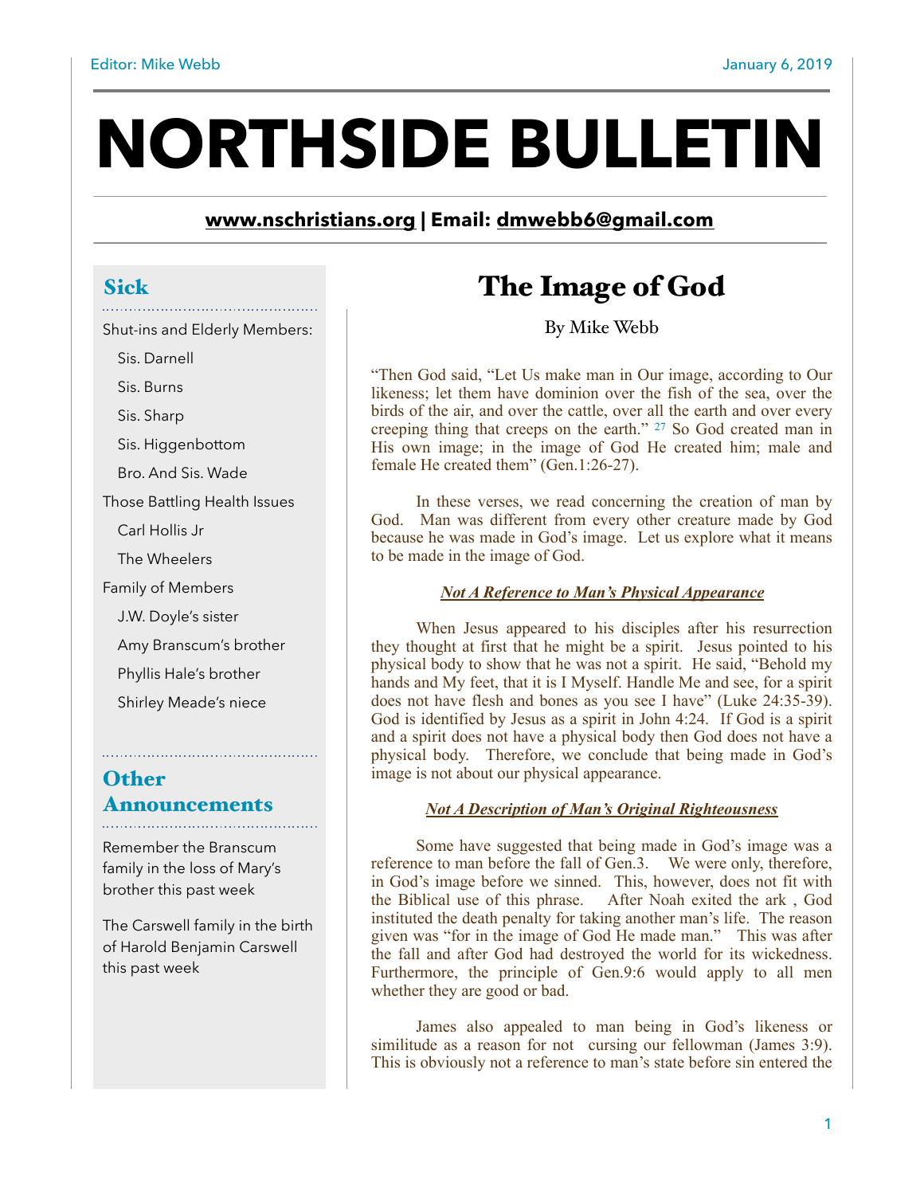Editor: Mike Webb

January 6, 2019

# NORTHSIDE BULLETIN

**www.nschristians.org | Email: dmwebb6@gmail.com**

## The Image of God

By Mike Webb

"Then God said, "Let Us make man in Our image, according to Our likeness; let them have dominion over the fish of the sea, over the birds of the air, and over the cattle, over all the earth and over every creeping thing that creeps on the earth." [27] So God created man in His own image; in the image of God He created him; male and female He created them" (Gen.1:26-27).

In these verses, we read concerning the creation of man by God. Man was different from every other creature made by God because he was made in God's image. Let us explore what it means to be made in the image of God.

***Not A Reference to Man's Physical Appearance***

When Jesus appeared to his disciples after his resurrection they thought at first that he might be a spirit. Jesus pointed to his physical body to show that he was not a spirit. He said, "Behold my hands and My feet, that it is I Myself. Handle Me and see, for a spirit does not have flesh and bones as you see I have" (Luke 24:35-39). God is identified by Jesus as a spirit in John 4:24. If God is a spirit and a spirit does not have a physical body then God does not have a physical body. Therefore, we conclude that being made in God's image is not about our physical appearance.

***Not A Description of Man's Original Righteousness***

Some have suggested that being made in God's image was a reference to man before the fall of Gen.3. We were only, therefore, in God's image before we sinned. This, however, does not fit with the Biblical use of this phrase. After Noah exited the ark , God instituted the death penalty for taking another man's life. The reason given was "for in the image of God He made man." This was after the fall and after God had destroyed the world for its wickedness. Furthermore, the principle of Gen.9:6 would apply to all men whether they are good or bad.

James also appealed to man being in God's likeness or similitude as a reason for not cursing our fellowman (James 3:9). This is obviously not a reference to man's state before sin entered the

## Sick

Shut-ins and Elderly Members:

- Sis. Darnell
- Sis. Burns
- Sis. Sharp
- Sis. Higgenbottom
- Bro. And Sis. Wade

Those Battling Health Issues

- Carl Hollis Jr
- The Wheelers

Family of Members

- J.W. Doyle's sister
- Amy Branscum's brother
- Phyllis Hale's brother
- Shirley Meade's niece

## Other Announcements

Remember the Branscum family in the loss of Mary's brother this past week

The Carswell family in the birth of Harold Benjamin Carswell this past week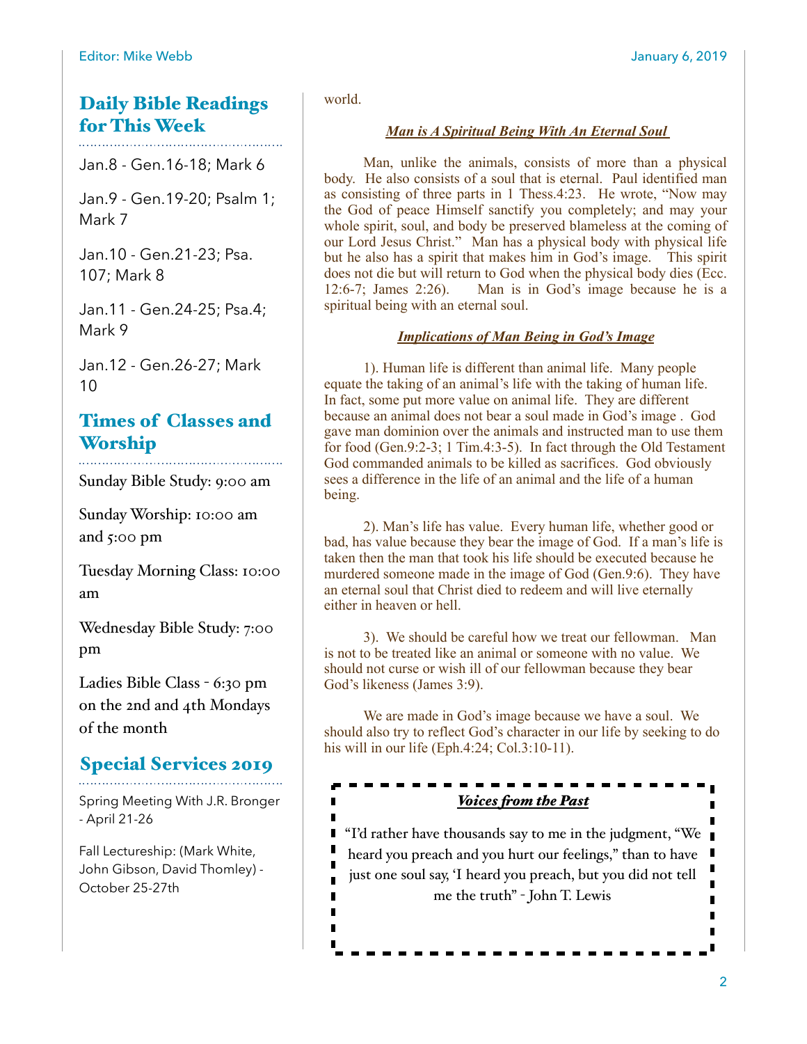## Daily Bible Readings for This Week

Jan.8 - Gen.16-18; Mark 6

Jan.9 - Gen.19-20; Psalm 1; Mark 7

Jan.10 - Gen.21-23; Psa. 107; Mark 8

Jan.11 - Gen.24-25; Psa.4; Mark 9

Jan.12 - Gen.26-27; Mark 10

## Times of Classes and Worship

Sunday Bible Study: 9:00 am

Sunday Worship: 10:00 am and 5:00 pm

Tuesday Morning Class: 10:00 am

Wednesday Bible Study: 7:00 pm

Ladies Bible Class - 6:30 pm on the 2nd and 4th Mondays of the month

## Special Services 2019

Spring Meeting With J.R. Bronger - April 21-26

Fall Lectureship: (Mark White, John Gibson, David Thomley) - October 25-27th

world.

***Man is A Spiritual Being With An Eternal Soul***

Man, unlike the animals, consists of more than a physical body. He also consists of a soul that is eternal. Paul identified man as consisting of three parts in 1 Thess.4:23. He wrote, "Now may the God of peace Himself sanctify you completely; and may your whole spirit, soul, and body be preserved blameless at the coming of our Lord Jesus Christ." Man has a physical body with physical life but he also has a spirit that makes him in God's image. This spirit does not die but will return to God when the physical body dies (Ecc. 12:6-7; James 2:26). Man is in God's image because he is a spiritual being with an eternal soul.

***Implications of Man Being in God's Image***

1). Human life is different than animal life. Many people equate the taking of an animal's life with the taking of human life. In fact, some put more value on animal life. They are different because an animal does not bear a soul made in God's image . God gave man dominion over the animals and instructed man to use them for food (Gen.9:2-3; 1 Tim.4:3-5). In fact through the Old Testament God commanded animals to be killed as sacrifices. God obviously sees a difference in the life of an animal and the life of a human being.

2). Man's life has value. Every human life, whether good or bad, has value because they bear the image of God. If a man's life is taken then the man that took his life should be executed because he murdered someone made in the image of God (Gen.9:6). They have an eternal soul that Christ died to redeem and will live eternally either in heaven or hell.

3). We should be careful how we treat our fellowman. Man is not to be treated like an animal or someone with no value. We should not curse or wish ill of our fellowman because they bear God's likeness (James 3:9).

We are made in God's image because we have a soul. We should also try to reflect God's character in our life by seeking to do his will in our life (Eph.4:24; Col.3:10-11).

***Voices from the Past***

"I'd rather have thousands say to me in the judgment, "We heard you preach and you hurt our feelings," than to have just one soul say, 'I heard you preach, but you did not tell me the truth" - John T. Lewis